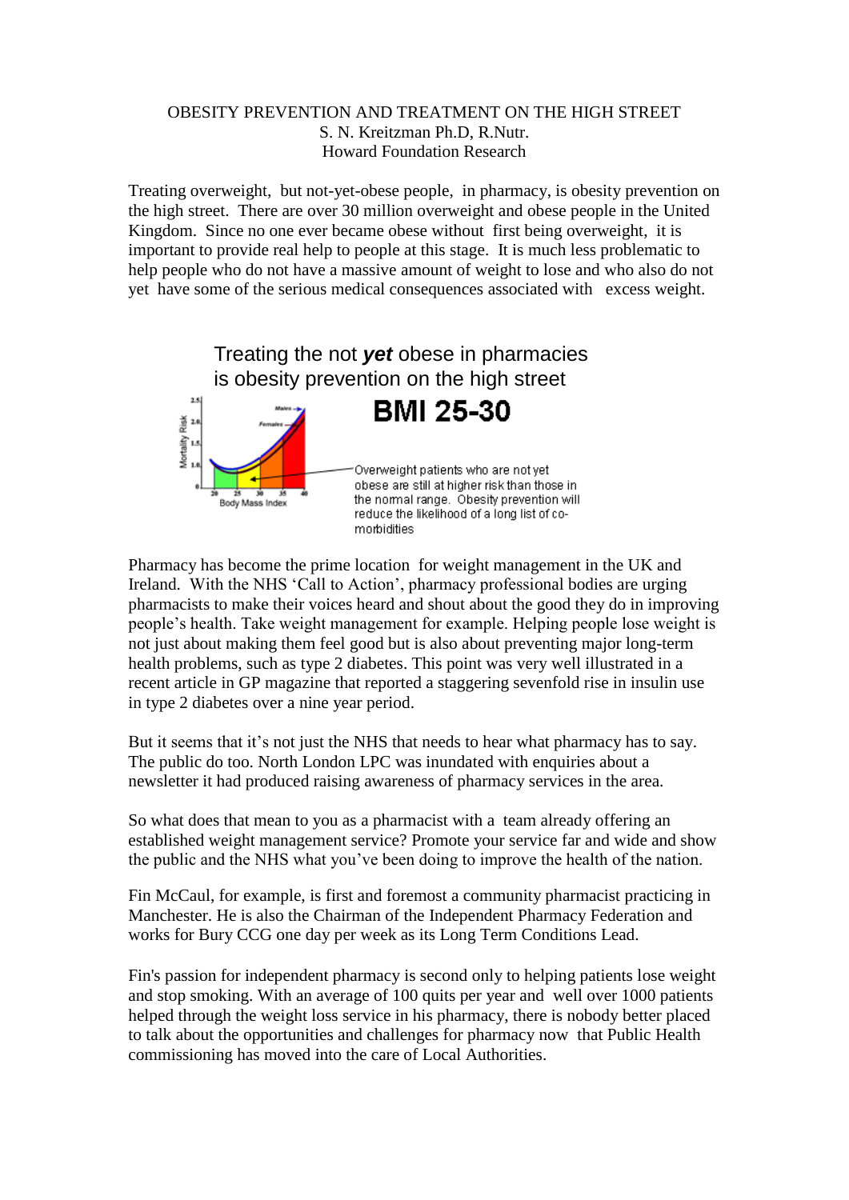# OBESITY PREVENTION AND TREATMENT ON THE HIGH STREET

S. N. Kreitzman Ph.D, R.Nutr.
Howard Foundation Research

Treating overweight, but not-yet-obese people, in pharmacy, is obesity prevention on the high street. There are over 30 million overweight and obese people in the United Kingdom. Since no one ever became obese without first being overweight, it is important to provide real help to people at this stage. It is much less problematic to help people who do not have a massive amount of weight to lose and who also do not yet have some of the serious medical consequences associated with excess weight.

Treating the not ***yet*** obese in pharmacies is obesity prevention on the high street

**BMI 25-30**

Overweight patients who are not yet obese are still at higher risk than those in the normal range. Obesity prevention will reduce the likelihood of a long list of co-morbidities

Pharmacy has become the prime location for weight management in the UK and Ireland. With the NHS 'Call to Action', pharmacy professional bodies are urging pharmacists to make their voices heard and shout about the good they do in improving people's health. Take weight management for example. Helping people lose weight is not just about making them feel good but is also about preventing major long-term health problems, such as type 2 diabetes. This point was very well illustrated in a recent article in GP magazine that reported a staggering sevenfold rise in insulin use in type 2 diabetes over a nine year period.

But it seems that it's not just the NHS that needs to hear what pharmacy has to say. The public do too. North London LPC was inundated with enquiries about a newsletter it had produced raising awareness of pharmacy services in the area.

So what does that mean to you as a pharmacist with a team already offering an established weight management service? Promote your service far and wide and show the public and the NHS what you've been doing to improve the health of the nation.

Fin McCaul, for example, is first and foremost a community pharmacist practicing in Manchester. He is also the Chairman of the Independent Pharmacy Federation and works for Bury CCG one day per week as its Long Term Conditions Lead.

Fin's passion for independent pharmacy is second only to helping patients lose weight and stop smoking. With an average of 100 quits per year and well over 1000 patients helped through the weight loss service in his pharmacy, there is nobody better placed to talk about the opportunities and challenges for pharmacy now that Public Health commissioning has moved into the care of Local Authorities.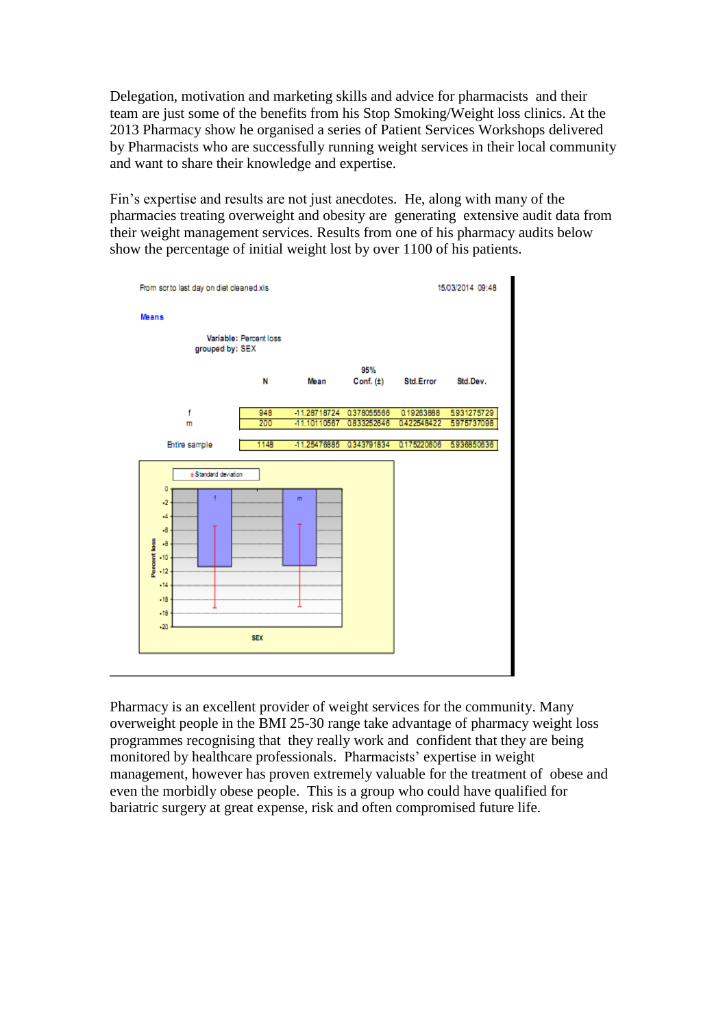Delegation, motivation and marketing skills and advice for pharmacists and their team are just some of the benefits from his Stop Smoking/Weight loss clinics. At the 2013 Pharmacy show he organised a series of Patient Services Workshops delivered by Pharmacists who are successfully running weight services in their local community and want to share their knowledge and expertise.

Fin's expertise and results are not just anecdotes. He, along with many of the pharmacies treating overweight and obesity are generating extensive audit data from their weight management services. Results from one of his pharmacy audits below show the percentage of initial weight lost by over 1100 of his patients.

From scr to last day on diet cleaned.xls 15/03/2014 09:48

**Means**

**Variable:** Percent loss
**grouped by:** SEX

| | N | Mean | 95% Conf. (±) | Std.Error | Std.Dev. |
|---|---|---|---|---|---|
| f | 948 | -11.28718724 | 0.378055566 | 0.19263888 | 5.931275729 |
| m | 200 | -11.10110567 | 0.833252846 | 0.422548422 | 5.975737098 |
| Entire sample | 1148 | -11.25476885 | 0.343791834 | 0.175220606 | 5.936850636 |

Pharmacy is an excellent provider of weight services for the community. Many overweight people in the BMI 25-30 range take advantage of pharmacy weight loss programmes recognising that they really work and confident that they are being monitored by healthcare professionals. Pharmacists' expertise in weight management, however has proven extremely valuable for the treatment of obese and even the morbidly obese people. This is a group who could have qualified for bariatric surgery at great expense, risk and often compromised future life.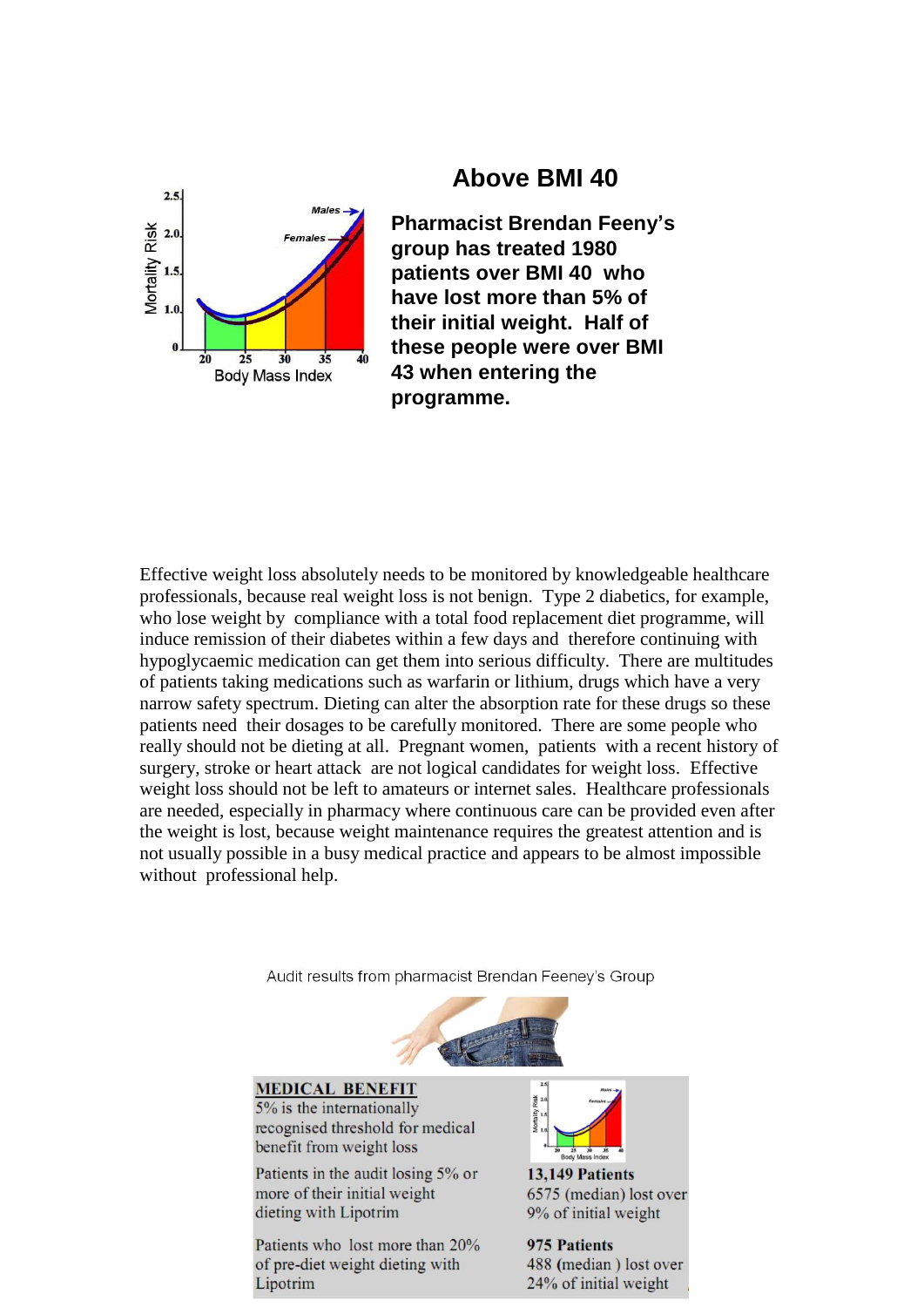## Above BMI 40

**Pharmacist Brendan Feeny's group has treated 1980 patients over BMI 40 who have lost more than 5% of their initial weight. Half of these people were over BMI 43 when entering the programme.**

Effective weight loss absolutely needs to be monitored by knowledgeable healthcare professionals, because real weight loss is not benign. Type 2 diabetics, for example, who lose weight by compliance with a total food replacement diet programme, will induce remission of their diabetes within a few days and therefore continuing with hypoglycaemic medication can get them into serious difficulty. There are multitudes of patients taking medications such as warfarin or lithium, drugs which have a very narrow safety spectrum. Dieting can alter the absorption rate for these drugs so these patients need their dosages to be carefully monitored. There are some people who really should not be dieting at all. Pregnant women, patients with a recent history of surgery, stroke or heart attack are not logical candidates for weight loss. Effective weight loss should not be left to amateurs or internet sales. Healthcare professionals are needed, especially in pharmacy where continuous care can be provided even after the weight is lost, because weight maintenance requires the greatest attention and is not usually possible in a busy medical practice and appears to be almost impossible without professional help.

Audit results from pharmacist Brendan Feeney's Group

**MEDICAL BENEFIT**

5% is the internationally recognised threshold for medical benefit from weight loss

| | |
|---|---|
| Patients in the audit losing 5% or more of their initial weight dieting with Lipotrim | **13,149 Patients** 6575 (median) lost over 9% of initial weight |
| Patients who lost more than 20% of pre-diet weight dieting with Lipotrim | **975 Patients** 488 (median) lost over 24% of initial weight |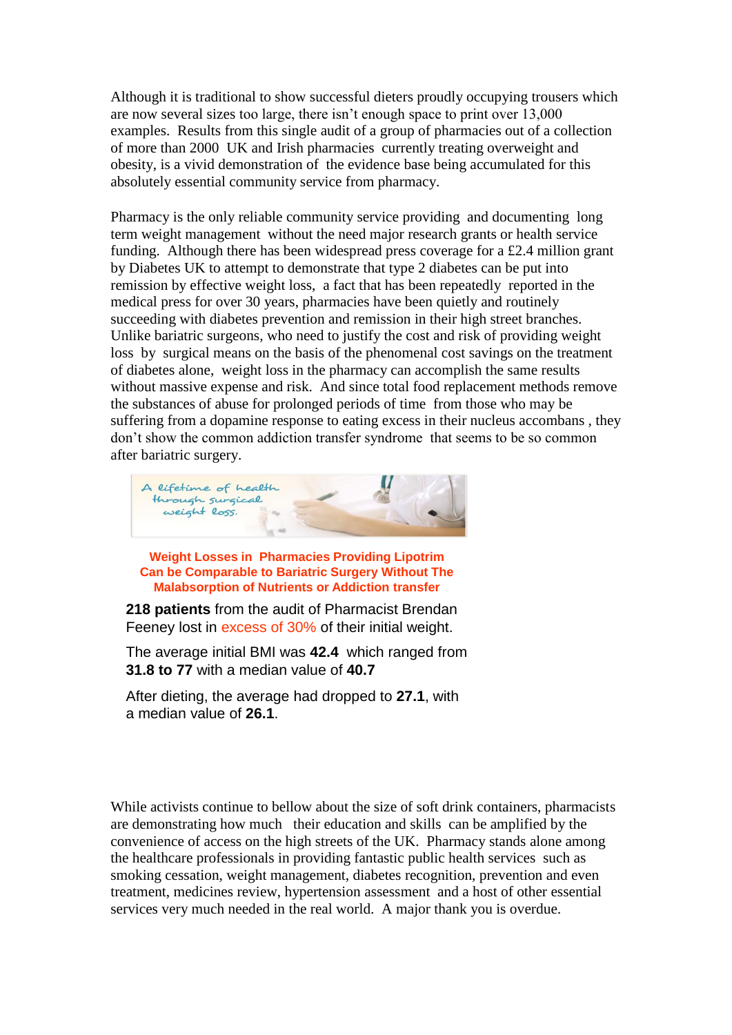Although it is traditional to show successful dieters proudly occupying trousers which are now several sizes too large, there isn't enough space to print over 13,000 examples. Results from this single audit of a group of pharmacies out of a collection of more than 2000 UK and Irish pharmacies currently treating overweight and obesity, is a vivid demonstration of the evidence base being accumulated for this absolutely essential community service from pharmacy.

Pharmacy is the only reliable community service providing and documenting long term weight management without the need major research grants or health service funding. Although there has been widespread press coverage for a £2.4 million grant by Diabetes UK to attempt to demonstrate that type 2 diabetes can be put into remission by effective weight loss, a fact that has been repeatedly reported in the medical press for over 30 years, pharmacies have been quietly and routinely succeeding with diabetes prevention and remission in their high street branches. Unlike bariatric surgeons, who need to justify the cost and risk of providing weight loss by surgical means on the basis of the phenomenal cost savings on the treatment of diabetes alone, weight loss in the pharmacy can accomplish the same results without massive expense and risk. And since total food replacement methods remove the substances of abuse for prolonged periods of time from those who may be suffering from a dopamine response to eating excess in their nucleus accombans , they don't show the common addiction transfer syndrome that seems to be so common after bariatric surgery.

A lifetime of health through surgical weight loss.

**Weight Losses in Pharmacies Providing Lipotrim Can be Comparable to Bariatric Surgery Without The Malabsorption of Nutrients or Addiction transfer**

**218 patients** from the audit of Pharmacist Brendan Feeney lost in excess of 30% of their initial weight.

The average initial BMI was **42.4** which ranged from **31.8 to 77** with a median value of **40.7**

After dieting, the average had dropped to **27.1**, with a median value of **26.1**.

While activists continue to bellow about the size of soft drink containers, pharmacists are demonstrating how much their education and skills can be amplified by the convenience of access on the high streets of the UK. Pharmacy stands alone among the healthcare professionals in providing fantastic public health services such as smoking cessation, weight management, diabetes recognition, prevention and even treatment, medicines review, hypertension assessment and a host of other essential services very much needed in the real world. A major thank you is overdue.